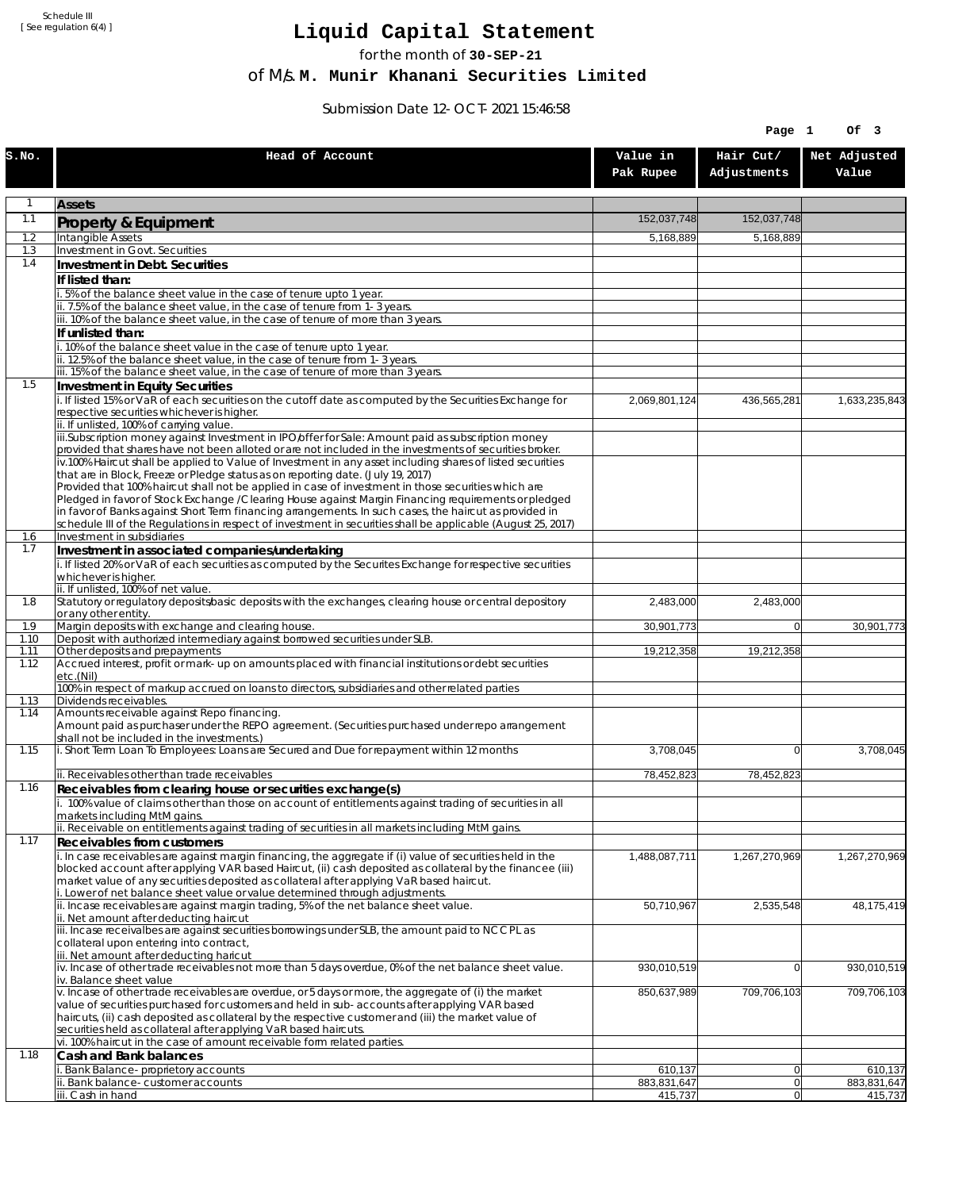Schedule III
[ See regulation 6(4) ]

# Liquid Capital Statement

for the month of **30-SEP-21**

of M/s. **M. Munir Khanani Securities Limited**

Submission Date 12-OCT-2021 15:46:58

| S.No. | Head of Account | Value in Pak Rupee | Hair Cut/ Adjustments | Net Adjusted Value |
|---|---|---|---|---|
| 1 | **Assets** | | | |
| 1.1 | **Property & Equipment** | 152,037,748 | 152,037,748 | |
| 1.2 | Intangible Assets | 5,168,889 | 5,168,889 | |
| 1.3 | Investment in Govt. Securities | | | |
| 1.4 | **Investment in Debt. Securities** | | | |
| | **If listed than:** | | | |
| | i. 5% of the balance sheet value in the case of tenure upto 1 year. | | | |
| | ii. 7.5% of the balance sheet value, in the case of tenure from 1-3 years. | | | |
| | iii. 10% of the balance sheet value, in the case of tenure of more than 3 years. | | | |
| | **If unlisted than:** | | | |
| | i. 10% of the balance sheet value in the case of tenure upto 1 year. | | | |
| | ii. 12.5% of the balance sheet value, in the case of tenure from 1-3 years. | | | |
| | iii. 15% of the balance sheet value, in the case of tenure of more than 3 years. | | | |
| 1.5 | **Investment in Equity Securities** | | | |
| | i. If listed 15% or VaR of each securities on the cutoff date as computed by the Securities Exchange for respective securities whichever is higher. | 2,069,801,124 | 436,565,281 | 1,633,235,843 |
| | ii. If unlisted, 100% of carrying value. | | | |
| | iii.Subscription money against Investment in IPO/offer for Sale: Amount paid as subscription money provided that shares have not been alloted or are not included in the investments of securities broker. | | | |
| | iv.100% Haircut shall be applied to Value of Investment in any asset including shares of listed securities that are in Block, Freeze or Pledge status as on reporting date. (July 19, 2017) Provided that 100% haircut shall not be applied in case of investment in those securities which are Pledged in favor of Stock Exchange / Clearing House against Margin Financing requirements or pledged in favor of Banks against Short Term financing arrangements. In such cases, the haircut as provided in schedule III of the Regulations in respect of investment in securities shall be applicable (August 25, 2017) | | | |
| 1.6 | Investment in subsidiaries | | | |
| 1.7 | **Investment in associated companies/undertaking** | | | |
| | i. If listed 20% or VaR of each securities as computed by the Securites Exchange for respective securities whichever is higher. | | | |
| | ii. If unlisted, 100% of net value. | | | |
| 1.8 | Statutory or regulatory deposits/basic deposits with the exchanges, clearing house or central depository or any other entity. | 2,483,000 | 2,483,000 | |
| 1.9 | Margin deposits with exchange and clearing house. | 30,901,773 | 0 | 30,901,773 |
| 1.10 | Deposit with authorized intermediary against borrowed securities under SLB. | | | |
| 1.11 | Other deposits and prepayments | 19,212,358 | 19,212,358 | |
| 1.12 | Accrued interest, profit or mark-up on amounts placed with financial institutions or debt securities etc.(Nil)<br>100% in respect of markup accrued on loans to directors, subsidiaries and other related parties | | | |
| 1.13 | Dividends receivables. | | | |
| 1.14 | Amounts receivable against Repo financing.<br>Amount paid as purchaser under the REPO agreement. (Securities purchased under repo arrangement shall not be included in the investments.) | | | |
| 1.15 | i. Short Term Loan To Employees: Loans are Secured and Due for repayment within 12 months | 3,708,045 | 0 | 3,708,045 |
| | ii. Receivables other than trade receivables | 78,452,823 | 78,452,823 | |
| 1.16 | **Receivables from clearing house or securities exchange(s)** | | | |
| | i. 100% value of claims other than those on account of entitlements against trading of securities in all markets including MtM gains. | | | |
| | ii. Receivable on entitlements against trading of securities in all markets including MtM gains. | | | |
| 1.17 | **Receivables from customers** | | | |
| | i. In case receivables are against margin financing, the aggregate if (i) value of securities held in the blocked account after applying VAR based Haircut, (ii) cash deposited as collateral by the financee (iii) market value of any securities deposited as collateral after applying VaR based haircut.<br>i. Lower of net balance sheet value or value determined through adjustments. | 1,488,087,711 | 1,267,270,969 | 1,267,270,969 |
| | ii. Incase receivables are against margin trading, 5% of the net balance sheet value.<br>ii. Net amount after deducting haircut | 50,710,967 | 2,535,548 | 48,175,419 |
| | iii. Incase receivalbes are against securities borrowings under SLB, the amount paid to NCCPL as collateral upon entering into contract,<br>iii. Net amount after deducting haricut | | | |
| | iv. Incase of other trade receivables not more than 5 days overdue, 0% of the net balance sheet value.<br>iv. Balance sheet value | 930,010,519 | 0 | 930,010,519 |
| | v. Incase of other trade receivables are overdue, or 5 days or more, the aggregate of (i) the market value of securities purchased for customers and held in sub-accounts after applying VAR based haircuts, (ii) cash deposited as collateral by the respective customer and (iii) the market value of securities held as collateral after applying VaR based haircuts. | 850,637,989 | 709,706,103 | 709,706,103 |
| | vi. 100% haircut in the case of amount receivable form related parties. | | | |
| 1.18 | **Cash and Bank balances** | | | |
| | i. Bank Balance-proprietory accounts | 610,137 | 0 | 610,137 |
| | ii. Bank balance-customer accounts | 883,831,647 | 0 | 883,831,647 |
| | iii. Cash in hand | 415,737 | 0 | 415,737 |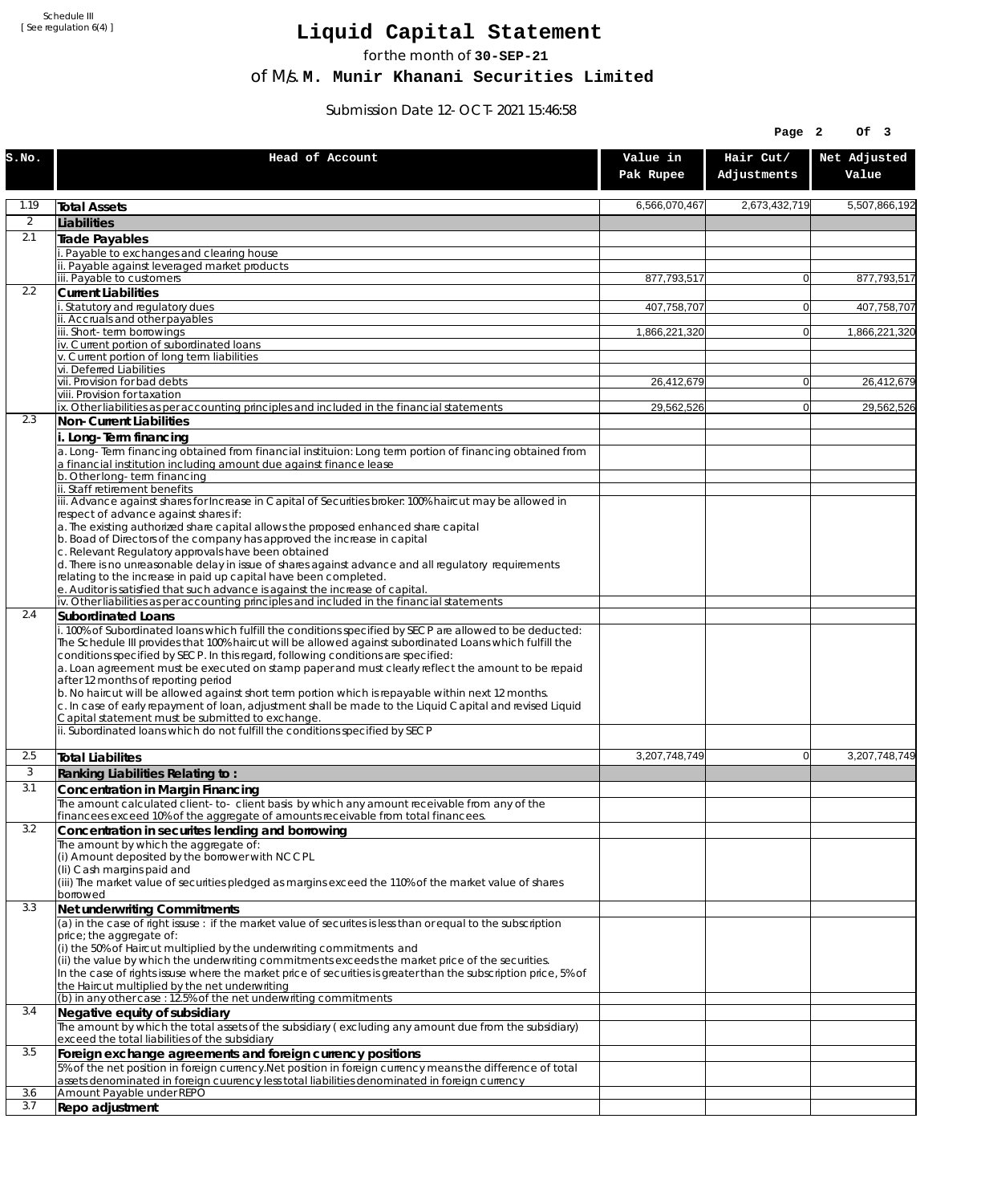Schedule III
[ See regulation 6(4) ]

# Liquid Capital Statement

for the month of **30-SEP-21**

of M/s. **M. Munir Khanani Securities Limited**

Submission Date 12-OCT-2021 15:46:58

| S.No. | Head of Account | Value in Pak Rupee | Hair Cut/ Adjustments | Net Adjusted Value |
|---|---|---|---|---|
| 1.19 | **Total Assets** | 6,566,070,467 | 2,673,432,719 | 5,507,866,192 |
| 2 | **Liabilities** | | | |
| 2.1 | **Trade Payables** | | | |
| | i. Payable to exchanges and clearing house | | | |
| | ii. Payable against leveraged market products | | | |
| | iii. Payable to customers | 877,793,517 | 0 | 877,793,517 |
| 2.2 | **Current Liabilities** | | | |
| | i. Statutory and regulatory dues | 407,758,707 | 0 | 407,758,707 |
| | ii. Accruals and other payables | | | |
| | iii. Short-term borrowings | 1,866,221,320 | 0 | 1,866,221,320 |
| | iv. Current portion of subordinated loans | | | |
| | v. Current portion of long term liabilities | | | |
| | vi. Deferred Liabilities | | | |
| | vii. Provision for bad debts | 26,412,679 | 0 | 26,412,679 |
| | viii. Provision for taxation | | | |
| | ix. Other liabilities as per accounting principles and included in the financial statements | 29,562,526 | 0 | 29,562,526 |
| 2.3 | **Non-Current Liabilities** | | | |
| | **i. Long-Term financing** | | | |
| | a. Long-Term financing obtained from financial instituion: Long term portion of financing obtained from a financial institution including amount due against finance lease | | | |
| | b. Other long-term financing | | | |
| | ii. Staff retirement benefits | | | |
| | iii. Advance against shares for Increase in Capital of Securities broker: 100% haircut may be allowed in respect of advance against shares if:<br>a. The existing authorized share capital allows the proposed enhanced share capital<br>b. Boad of Directors of the company has approved the increase in capital<br>c. Relevant Regulatory approvals have been obtained<br>d. There is no unreasonable delay in issue of shares against advance and all regulatory requirements relating to the increase in paid up capital have been completed.<br>e. Auditor is satisfied that such advance is against the increase of capital. | | | |
| | iv. Other liabilities as per accounting principles and included in the financial statements | | | |
| 2.4 | **Subordinated Loans** | | | |
| | i. 100% of Subordinated loans which fulfill the conditions specified by SECP are allowed to be deducted:<br>The Schedule III provides that 100% haircut will be allowed against subordinated Loans which fulfill the conditions specified by SECP. In this regard, following conditions are specified:<br>a. Loan agreement must be executed on stamp paper and must clearly reflect the amount to be repaid after 12 months of reporting period<br>b. No haircut will be allowed against short term portion which is repayable within next 12 months.<br>c. In case of early repayment of loan, adjustment shall be made to the Liquid Capital and revised Liquid Capital statement must be submitted to exchange. | | | |
| | ii. Subordinated loans which do not fulfill the conditions specified by SECP | | | |
| 2.5 | **Total Liabilites** | 3,207,748,749 | 0 | 3,207,748,749 |
| 3 | **Ranking Liabilities Relating to :** | | | |
| 3.1 | **Concentration in Margin Financing** | | | |
| | The amount calculated client-to- client basis by which any amount receivable from any of the financees exceed 10% of the aggregate of amounts receivable from total financees. | | | |
| 3.2 | **Concentration in securites lending and borrowing** | | | |
| | The amount by which the aggregate of:<br>(i) Amount deposited by the borrower with NCCPL<br>(Ii) Cash margins paid and<br>(iii) The market value of securities pledged as margins exceed the 110% of the market value of shares borrowed | | | |
| 3.3 | **Net underwriting Commitments** | | | |
| | (a) in the case of right issuse : if the market value of securites is less than or equal to the subscription price; the aggregate of:<br>(i) the 50% of Haircut multiplied by the underwriting commitments and<br>(ii) the value by which the underwriting commitments exceeds the market price of the securities.<br>In the case of rights issuse where the market price of securities is greater than the subscription price, 5% of the Haircut multiplied by the net underwriting | | | |
| | (b) in any other case : 12.5% of the net underwriting commitments | | | |
| 3.4 | **Negative equity of subsidiary** | | | |
| | The amount by which the total assets of the subsidiary ( excluding any amount due from the subsidiary) exceed the total liabilities of the subsidiary | | | |
| 3.5 | **Foreign exchange agreements and foreign currency positions** | | | |
| | 5% of the net position in foreign currency.Net position in foreign currency means the difference of total assets denominated in foreign cuurency less total liabilities denominated in foreign currency | | | |
| 3.6 | Amount Payable under REPO | | | |
| 3.7 | **Repo adjustment** | | | |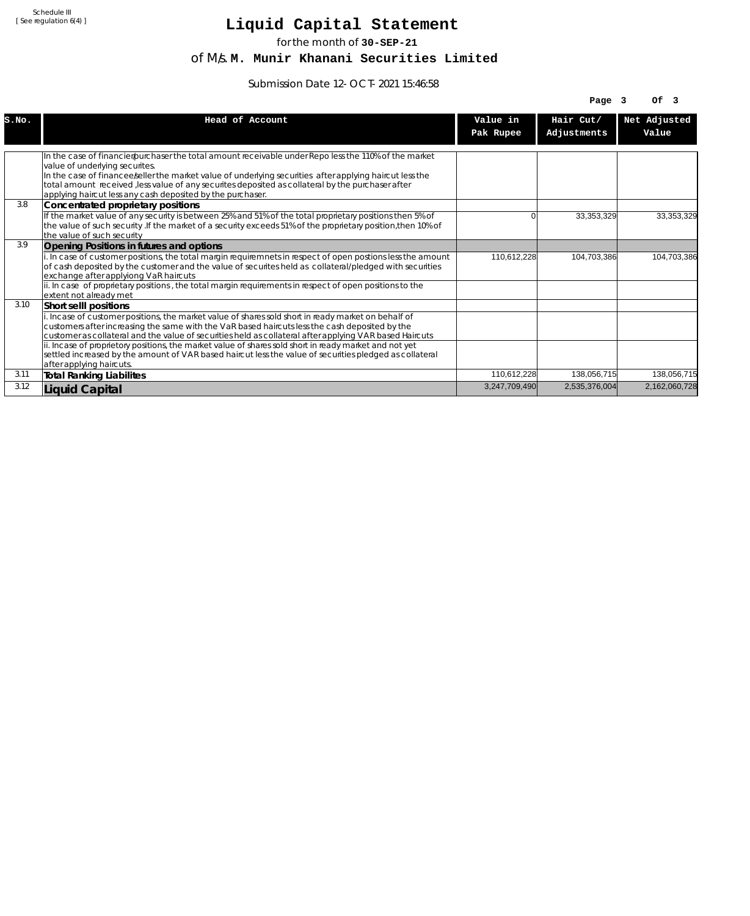Schedule III
[ See regulation 6(4) ]

# Liquid Capital Statement

for the month of **30-SEP-21**

of M/s. **M. Munir Khanani Securities Limited**

Submission Date 12-OCT-2021 15:46:58

| S.No. | Head of Account | Value in Pak Rupee | Hair Cut/ Adjustments | Net Adjusted Value |
|---|---|---|---|---|
| | In the case of financier/purchaser the total amount receivable under Repo less the 110% of the market value of underlying securities.<br>In the case of financee/seller the market value of underlying securities after applying haircut less the total amount received ,less value of any securites deposited as collateral by the purchaser after applying haircut less any cash deposited by the purchaser. | | | |
| 3.8 | **Concentrated proprietary positions** | | | |
| | If the market value of any security is between 25% and 51% of the total proprietary positions then 5% of the value of such security .If the market of a security exceeds 51% of the proprietary position,then 10% of the value of such security | 0 | 33,353,329 | 33,353,329 |
| 3.9 | **Opening Positions in futures and options** | | | |
| | i. In case of customer positions, the total margin requiremnets in respect of open postions less the amount of cash deposited by the customer and the value of securites held as collateral/pledged with securities exchange after applyiong VaR haircuts | 110,612,228 | 104,703,386 | 104,703,386 |
| | ii. In case of proprietary positions , the total margin requirements in respect of open positions to the extent not already met | | | |
| 3.10 | **Short selll positions** | | | |
| | i. Incase of customer positions, the market value of shares sold short in ready market on behalf of customers after increasing the same with the VaR based haircuts less the cash deposited by the customer as collateral and the value of securities held as collateral after applying VAR based Haircuts | | | |
| | ii. Incase of proprietory positions, the market value of shares sold short in ready market and not yet settled increased by the amount of VAR based haircut less the value of securities pledged as collateral after applying haircuts. | | | |
| 3.11 | **Total Ranking Liabilites** | 110,612,228 | 138,056,715 | 138,056,715 |
| 3.12 | **Liquid Capital** | 3,247,709,490 | 2,535,376,004 | 2,162,060,728 |